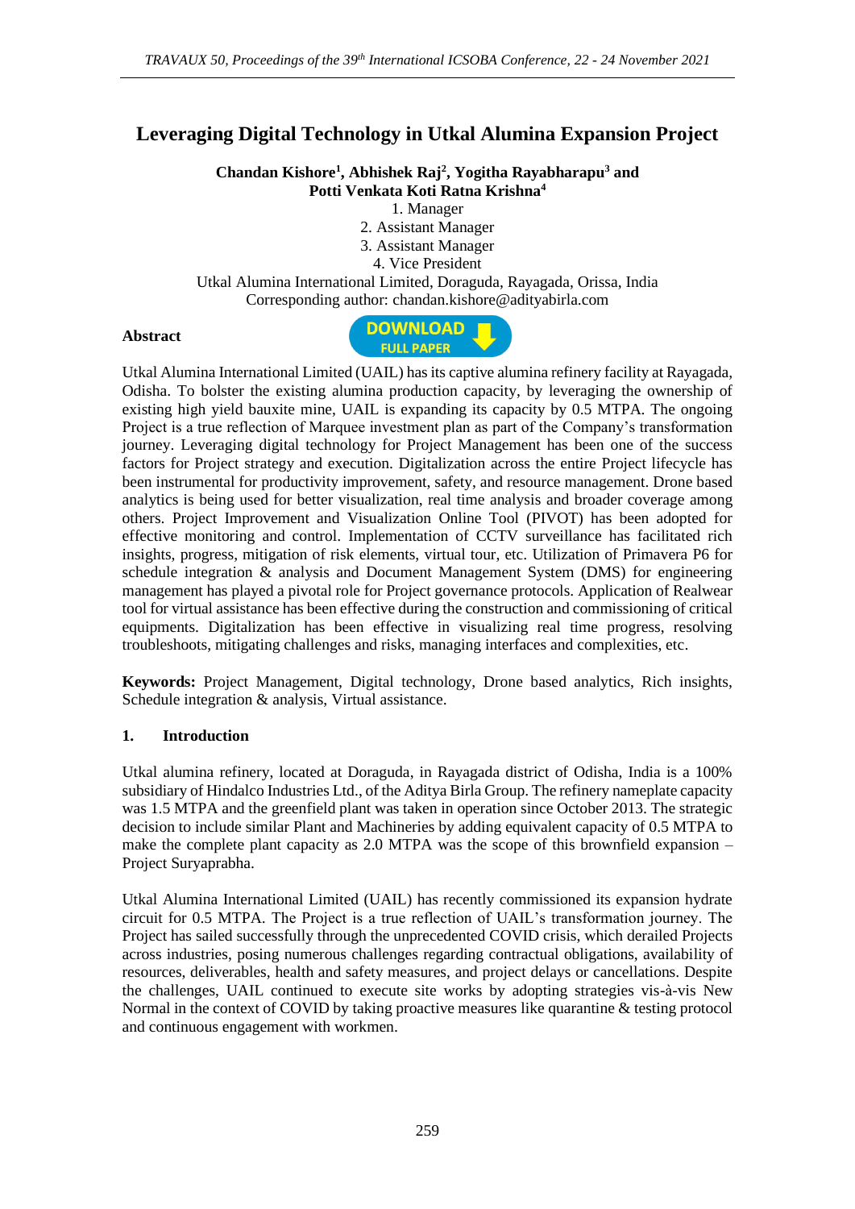# Leveraging Digital Technology in Utkal Alumina Expansion Project

**Chandan Kishore[1], Abhishek Raj[2], Yogitha Rayabharapu[3] and Potti Venkata Koti Ratna Krishna[4]**

1. Manager
2. Assistant Manager
3. Assistant Manager
4. Vice President

Utkal Alumina International Limited, Doraguda, Rayagada, Orissa, India
Corresponding author: chandan.kishore@adityabirla.com

**Abstract**

Utkal Alumina International Limited (UAIL) has its captive alumina refinery facility at Rayagada, Odisha. To bolster the existing alumina production capacity, by leveraging the ownership of existing high yield bauxite mine, UAIL is expanding its capacity by 0.5 MTPA. The ongoing Project is a true reflection of Marquee investment plan as part of the Company's transformation journey. Leveraging digital technology for Project Management has been one of the success factors for Project strategy and execution. Digitalization across the entire Project lifecycle has been instrumental for productivity improvement, safety, and resource management. Drone based analytics is being used for better visualization, real time analysis and broader coverage among others. Project Improvement and Visualization Online Tool (PIVOT) has been adopted for effective monitoring and control. Implementation of CCTV surveillance has facilitated rich insights, progress, mitigation of risk elements, virtual tour, etc. Utilization of Primavera P6 for schedule integration & analysis and Document Management System (DMS) for engineering management has played a pivotal role for Project governance protocols. Application of Realwear tool for virtual assistance has been effective during the construction and commissioning of critical equipments. Digitalization has been effective in visualizing real time progress, resolving troubleshoots, mitigating challenges and risks, managing interfaces and complexities, etc.

**Keywords:** Project Management, Digital technology, Drone based analytics, Rich insights, Schedule integration & analysis, Virtual assistance.

## 1. Introduction

Utkal alumina refinery, located at Doraguda, in Rayagada district of Odisha, India is a 100% subsidiary of Hindalco Industries Ltd., of the Aditya Birla Group. The refinery nameplate capacity was 1.5 MTPA and the greenfield plant was taken in operation since October 2013. The strategic decision to include similar Plant and Machineries by adding equivalent capacity of 0.5 MTPA to make the complete plant capacity as 2.0 MTPA was the scope of this brownfield expansion – Project Suryaprabha.

Utkal Alumina International Limited (UAIL) has recently commissioned its expansion hydrate circuit for 0.5 MTPA. The Project is a true reflection of UAIL's transformation journey. The Project has sailed successfully through the unprecedented COVID crisis, which derailed Projects across industries, posing numerous challenges regarding contractual obligations, availability of resources, deliverables, health and safety measures, and project delays or cancellations. Despite the challenges, UAIL continued to execute site works by adopting strategies vis-à-vis New Normal in the context of COVID by taking proactive measures like quarantine & testing protocol and continuous engagement with workmen.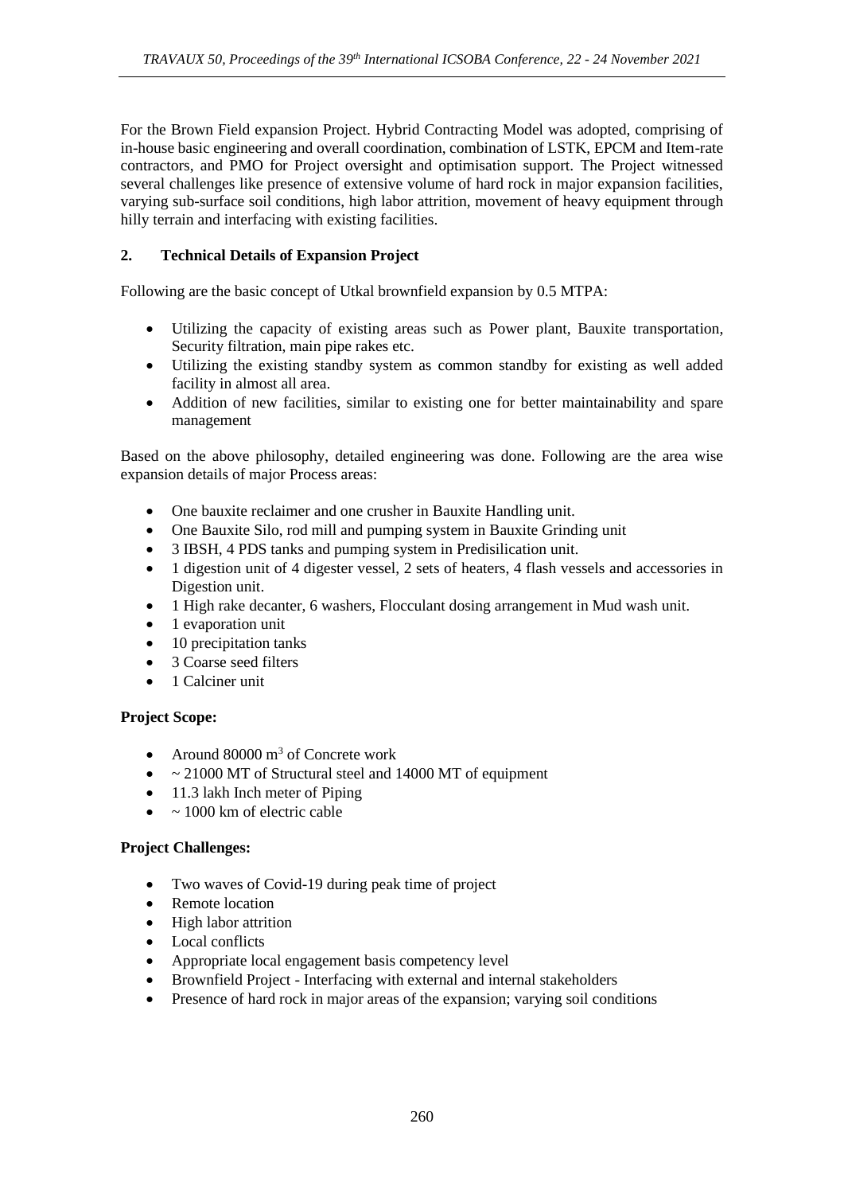For the Brown Field expansion Project. Hybrid Contracting Model was adopted, comprising of in-house basic engineering and overall coordination, combination of LSTK, EPCM and Item-rate contractors, and PMO for Project oversight and optimisation support. The Project witnessed several challenges like presence of extensive volume of hard rock in major expansion facilities, varying sub-surface soil conditions, high labor attrition, movement of heavy equipment through hilly terrain and interfacing with existing facilities.

## 2. Technical Details of Expansion Project

Following are the basic concept of Utkal brownfield expansion by 0.5 MTPA:

- Utilizing the capacity of existing areas such as Power plant, Bauxite transportation, Security filtration, main pipe rakes etc.
- Utilizing the existing standby system as common standby for existing as well added facility in almost all area.
- Addition of new facilities, similar to existing one for better maintainability and spare management

Based on the above philosophy, detailed engineering was done. Following are the area wise expansion details of major Process areas:

- One bauxite reclaimer and one crusher in Bauxite Handling unit.
- One Bauxite Silo, rod mill and pumping system in Bauxite Grinding unit
- 3 IBSH, 4 PDS tanks and pumping system in Predisilication unit.
- 1 digestion unit of 4 digester vessel, 2 sets of heaters, 4 flash vessels and accessories in Digestion unit.
- 1 High rake decanter, 6 washers, Flocculant dosing arrangement in Mud wash unit.
- 1 evaporation unit
- 10 precipitation tanks
- 3 Coarse seed filters
- 1 Calciner unit

**Project Scope:**

- Around 80000 $m^3$ of Concrete work
- ~ 21000 MT of Structural steel and 14000 MT of equipment
- 11.3 lakh Inch meter of Piping
- ~ 1000 km of electric cable

**Project Challenges:**

- Two waves of Covid-19 during peak time of project
- Remote location
- High labor attrition
- Local conflicts
- Appropriate local engagement basis competency level
- Brownfield Project - Interfacing with external and internal stakeholders
- Presence of hard rock in major areas of the expansion; varying soil conditions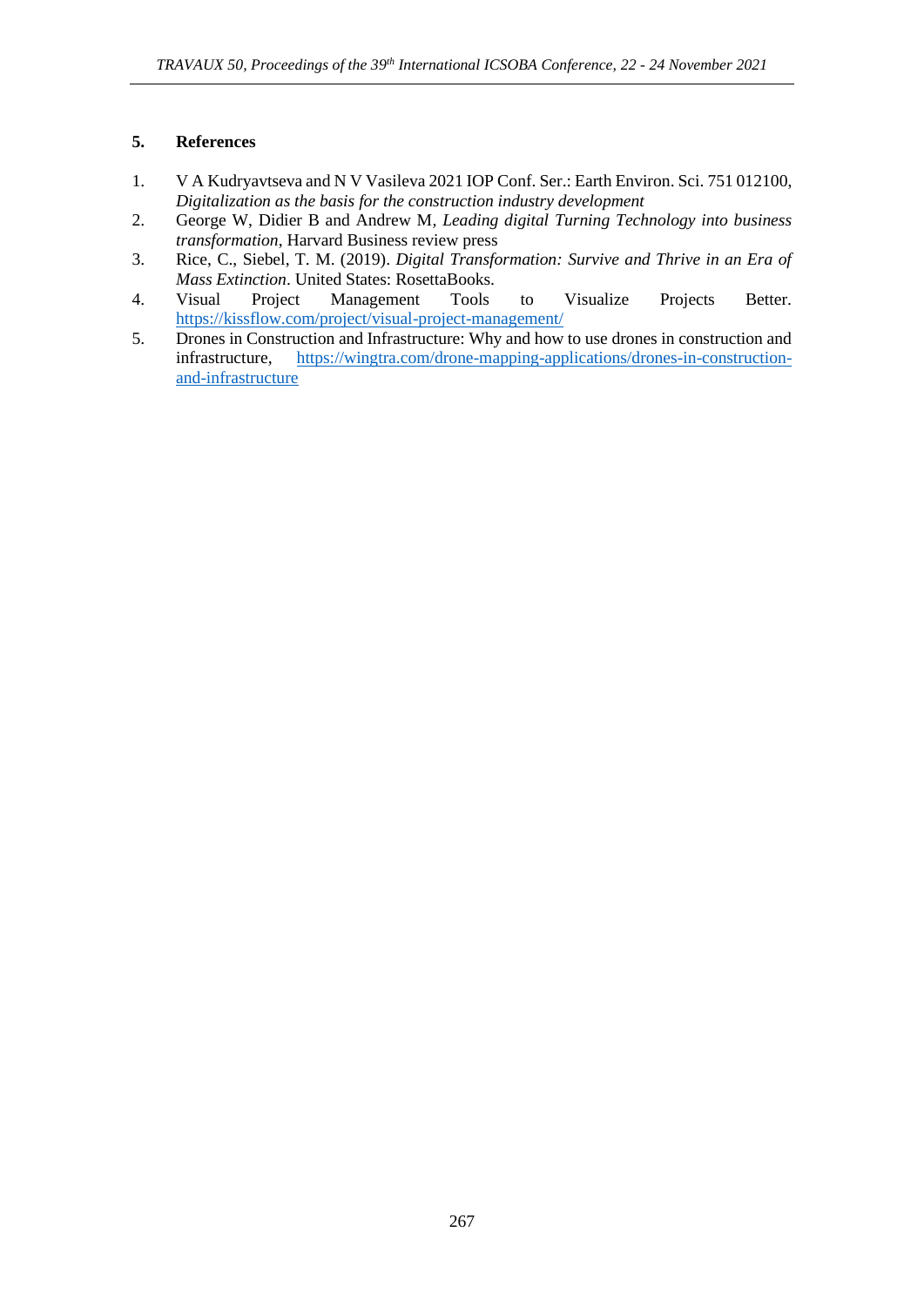## 5. References

1. V A Kudryavtseva and N V Vasileva 2021 IOP Conf. Ser.: Earth Environ. Sci. 751 012100, *Digitalization as the basis for the construction industry development*
2. George W, Didier B and Andrew M, *Leading digital Turning Technology into business transformation*, Harvard Business review press
3. Rice, C., Siebel, T. M. (2019). *Digital Transformation: Survive and Thrive in an Era of Mass Extinction*. United States: RosettaBooks.
4. Visual Project Management Tools to Visualize Projects Better. https://kissflow.com/project/visual-project-management/
5. Drones in Construction and Infrastructure: Why and how to use drones in construction and infrastructure, https://wingtra.com/drone-mapping-applications/drones-in-construction-and-infrastructure